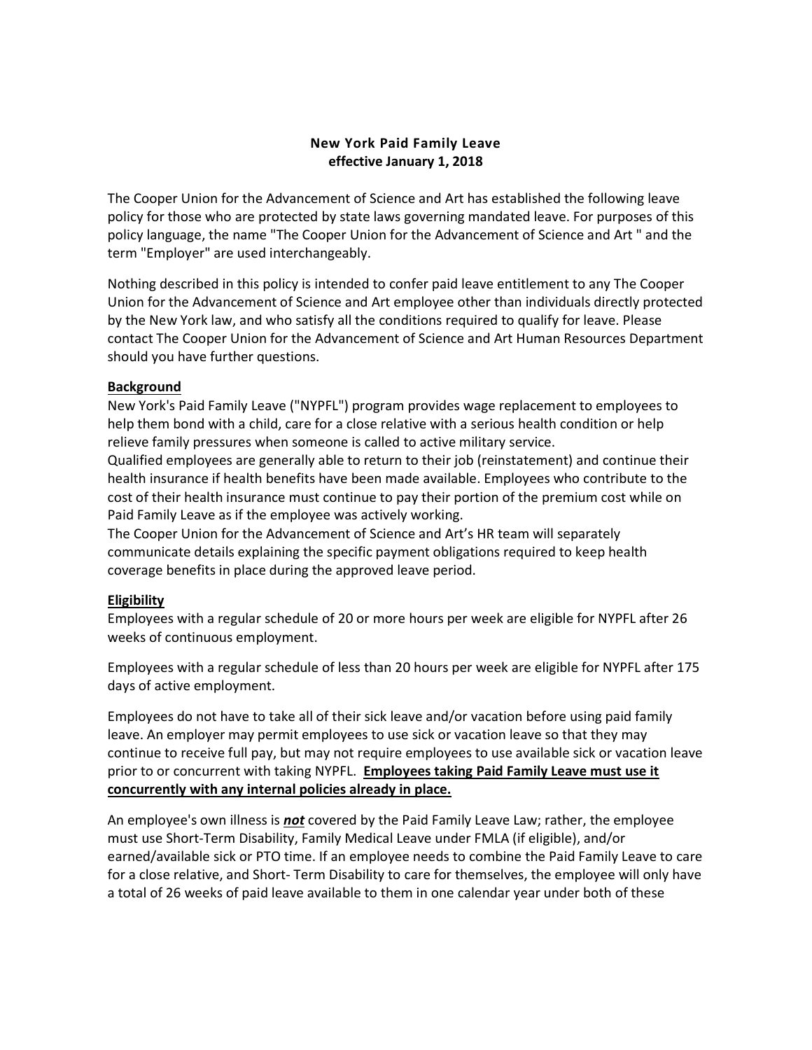# New York Paid Family Leave
## effective January 1, 2018

The Cooper Union for the Advancement of Science and Art has established the following leave policy for those who are protected by state laws governing mandated leave. For purposes of this policy language, the name "The Cooper Union for the Advancement of Science and Art " and the term "Employer" are used interchangeably.

Nothing described in this policy is intended to confer paid leave entitlement to any The Cooper Union for the Advancement of Science and Art employee other than individuals directly protected by the New York law, and who satisfy all the conditions required to qualify for leave. Please contact The Cooper Union for the Advancement of Science and Art Human Resources Department should you have further questions.

### Background

New York's Paid Family Leave ("NYPFL") program provides wage replacement to employees to help them bond with a child, care for a close relative with a serious health condition or help relieve family pressures when someone is called to active military service.

Qualified employees are generally able to return to their job (reinstatement) and continue their health insurance if health benefits have been made available. Employees who contribute to the cost of their health insurance must continue to pay their portion of the premium cost while on Paid Family Leave as if the employee was actively working.

The Cooper Union for the Advancement of Science and Art's HR team will separately communicate details explaining the specific payment obligations required to keep health coverage benefits in place during the approved leave period.

### Eligibility

Employees with a regular schedule of 20 or more hours per week are eligible for NYPFL after 26 weeks of continuous employment.

Employees with a regular schedule of less than 20 hours per week are eligible for NYPFL after 175 days of active employment.

Employees do not have to take all of their sick leave and/or vacation before using paid family leave. An employer may permit employees to use sick or vacation leave so that they may continue to receive full pay, but may not require employees to use available sick or vacation leave prior to or concurrent with taking NYPFL. **Employees taking Paid Family Leave must use it concurrently with any internal policies already in place.**

An employee's own illness is ***not*** covered by the Paid Family Leave Law; rather, the employee must use Short-Term Disability, Family Medical Leave under FMLA (if eligible), and/or earned/available sick or PTO time. If an employee needs to combine the Paid Family Leave to care for a close relative, and Short- Term Disability to care for themselves, the employee will only have a total of 26 weeks of paid leave available to them in one calendar year under both of these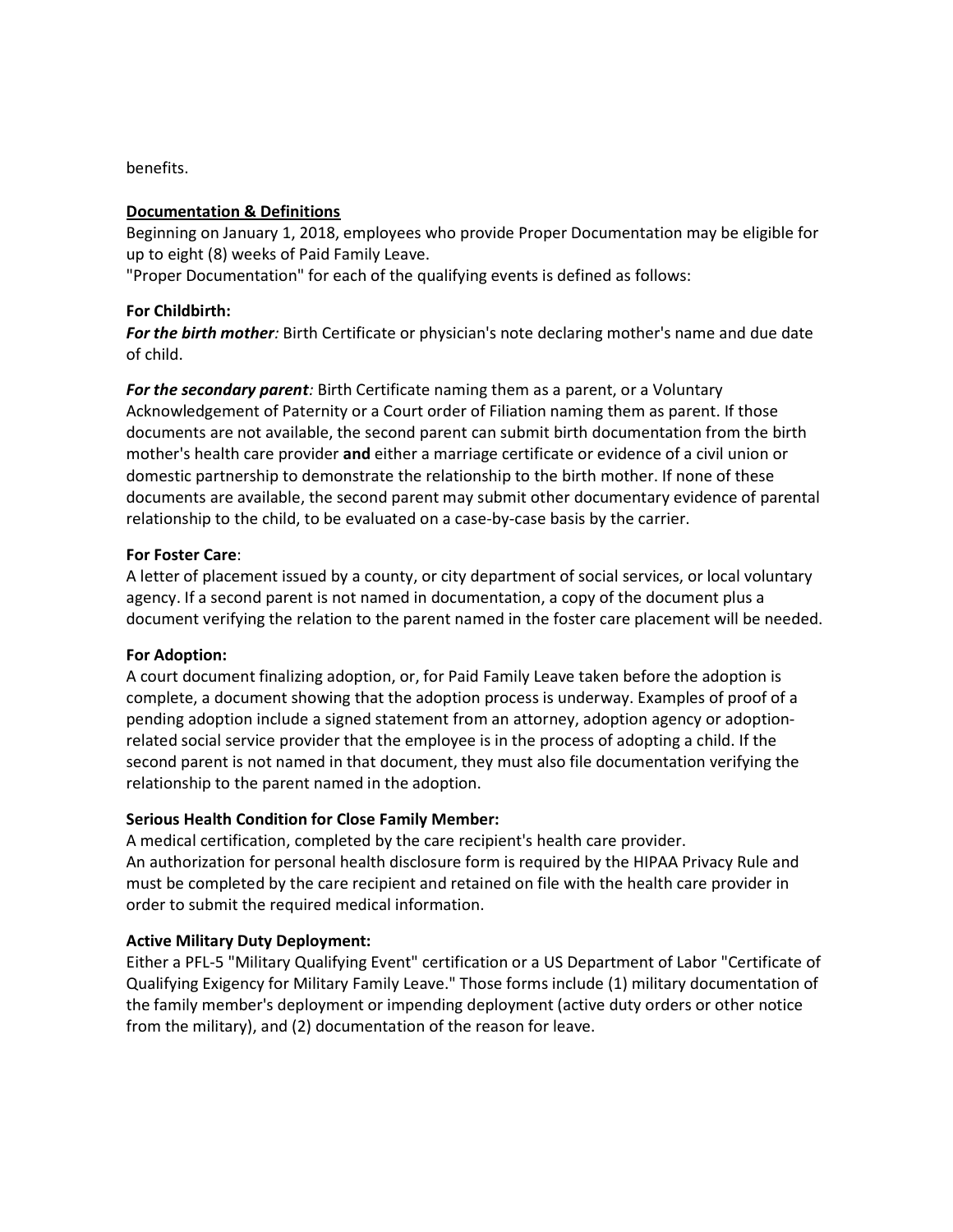benefits.

## Documentation & Definitions

Beginning on January 1, 2018, employees who provide Proper Documentation may be eligible for up to eight (8) weeks of Paid Family Leave.

"Proper Documentation" for each of the qualifying events is defined as follows:

### For Childbirth:

***For the birth mother****:* Birth Certificate or physician's note declaring mother's name and due date of child.

***For the secondary parent****:* Birth Certificate naming them as a parent, or a Voluntary Acknowledgement of Paternity or a Court order of Filiation naming them as parent. If those documents are not available, the second parent can submit birth documentation from the birth mother's health care provider **and** either a marriage certificate or evidence of a civil union or domestic partnership to demonstrate the relationship to the birth mother. If none of these documents are available, the second parent may submit other documentary evidence of parental relationship to the child, to be evaluated on a case-by-case basis by the carrier.

### For Foster Care:

A letter of placement issued by a county, or city department of social services, or local voluntary agency. If a second parent is not named in documentation, a copy of the document plus a document verifying the relation to the parent named in the foster care placement will be needed.

### For Adoption:

A court document finalizing adoption, or, for Paid Family Leave taken before the adoption is complete, a document showing that the adoption process is underway. Examples of proof of a pending adoption include a signed statement from an attorney, adoption agency or adoption-related social service provider that the employee is in the process of adopting a child. If the second parent is not named in that document, they must also file documentation verifying the relationship to the parent named in the adoption.

### Serious Health Condition for Close Family Member:

A medical certification, completed by the care recipient's health care provider.
An authorization for personal health disclosure form is required by the HIPAA Privacy Rule and must be completed by the care recipient and retained on file with the health care provider in order to submit the required medical information.

### Active Military Duty Deployment:

Either a PFL-5 "Military Qualifying Event" certification or a US Department of Labor "Certificate of Qualifying Exigency for Military Family Leave." Those forms include (1) military documentation of the family member's deployment or impending deployment (active duty orders or other notice from the military), and (2) documentation of the reason for leave.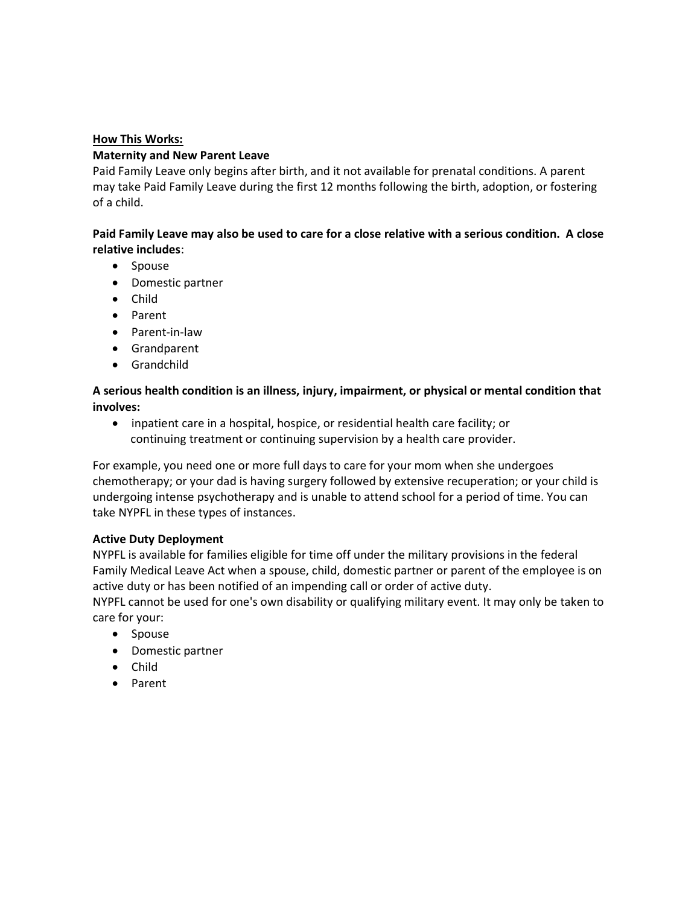**How This Works:**

**Maternity and New Parent Leave**

Paid Family Leave only begins after birth, and it not available for prenatal conditions. A parent may take Paid Family Leave during the first 12 months following the birth, adoption, or fostering of a child.

**Paid Family Leave may also be used to care for a close relative with a serious condition. A close relative includes**:

- Spouse
- Domestic partner
- Child
- Parent
- Parent-in-law
- Grandparent
- Grandchild

**A serious health condition is an illness, injury, impairment, or physical or mental condition that involves:**

- inpatient care in a hospital, hospice, or residential health care facility; or continuing treatment or continuing supervision by a health care provider.

For example, you need one or more full days to care for your mom when she undergoes chemotherapy; or your dad is having surgery followed by extensive recuperation; or your child is undergoing intense psychotherapy and is unable to attend school for a period of time. You can take NYPFL in these types of instances.

**Active Duty Deployment**

NYPFL is available for families eligible for time off under the military provisions in the federal Family Medical Leave Act when a spouse, child, domestic partner or parent of the employee is on active duty or has been notified of an impending call or order of active duty.

NYPFL cannot be used for one's own disability or qualifying military event. It may only be taken to care for your:

- Spouse
- Domestic partner
- Child
- Parent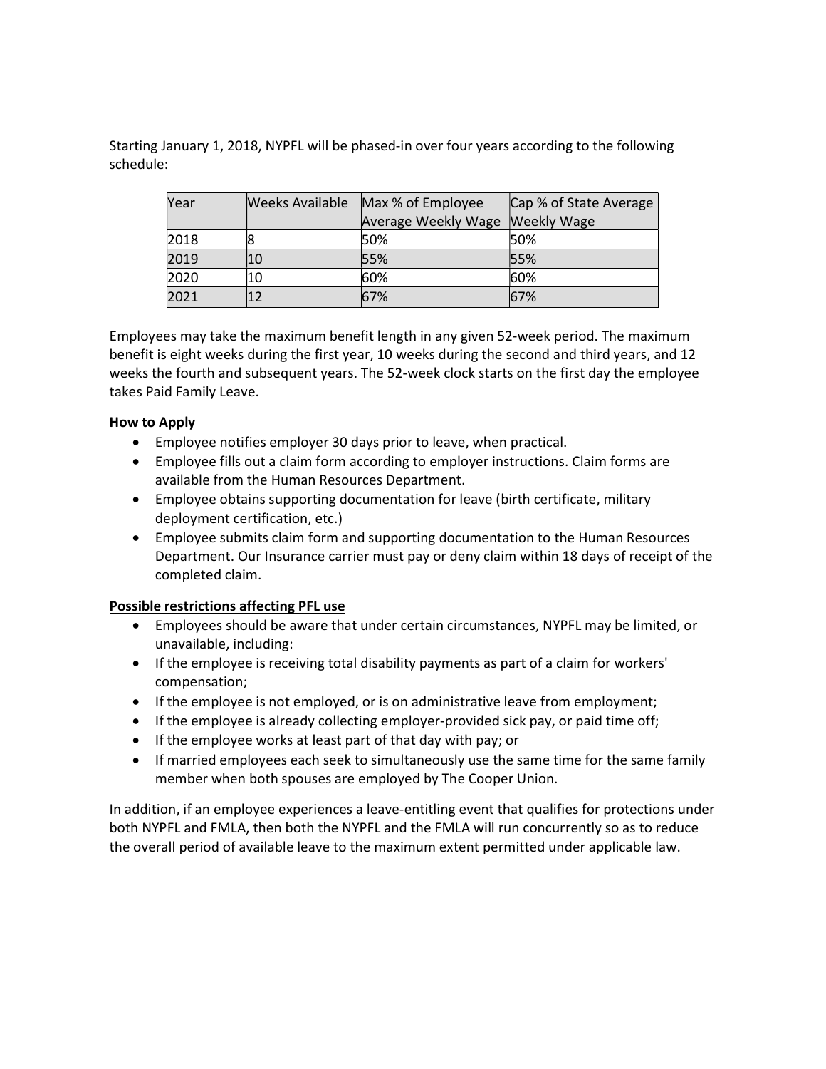Starting January 1, 2018, NYPFL will be phased-in over four years according to the following schedule:

| Year | Weeks Available | Max % of Employee Average Weekly Wage | Cap % of State Average Weekly Wage |
|---|---|---|---|
| 2018 | 8 | 50% | 50% |
| 2019 | 10 | 55% | 55% |
| 2020 | 10 | 60% | 60% |
| 2021 | 12 | 67% | 67% |

Employees may take the maximum benefit length in any given 52-week period. The maximum benefit is eight weeks during the first year, 10 weeks during the second and third years, and 12 weeks the fourth and subsequent years. The 52-week clock starts on the first day the employee takes Paid Family Leave.

**How to Apply**

- Employee notifies employer 30 days prior to leave, when practical.
- Employee fills out a claim form according to employer instructions. Claim forms are available from the Human Resources Department.
- Employee obtains supporting documentation for leave (birth certificate, military deployment certification, etc.)
- Employee submits claim form and supporting documentation to the Human Resources Department. Our Insurance carrier must pay or deny claim within 18 days of receipt of the completed claim.

**Possible restrictions affecting PFL use**

- Employees should be aware that under certain circumstances, NYPFL may be limited, or unavailable, including:
- If the employee is receiving total disability payments as part of a claim for workers' compensation;
- If the employee is not employed, or is on administrative leave from employment;
- If the employee is already collecting employer-provided sick pay, or paid time off;
- If the employee works at least part of that day with pay; or
- If married employees each seek to simultaneously use the same time for the same family member when both spouses are employed by The Cooper Union.

In addition, if an employee experiences a leave-entitling event that qualifies for protections under both NYPFL and FMLA, then both the NYPFL and the FMLA will run concurrently so as to reduce the overall period of available leave to the maximum extent permitted under applicable law.